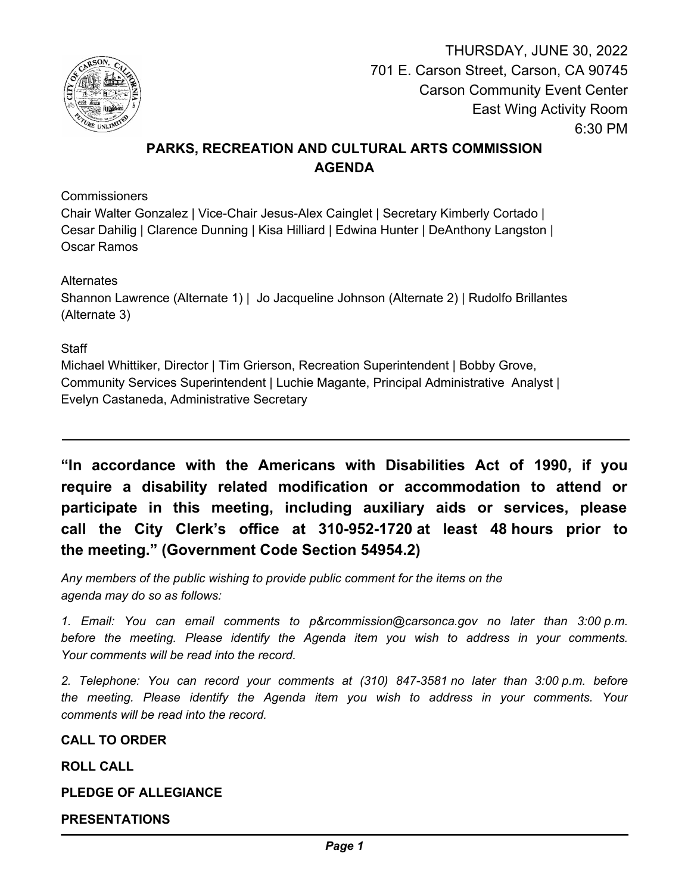THURSDAY, JUNE 30, 2022
701 E. Carson Street, Carson, CA 90745
Carson Community Event Center
East Wing Activity Room
6:30 PM

# PARKS, RECREATION AND CULTURAL ARTS COMMISSION AGENDA

Commissioners
Chair Walter Gonzalez | Vice-Chair Jesus-Alex Cainglet | Secretary Kimberly Cortado | Cesar Dahilig | Clarence Dunning | Kisa Hilliard | Edwina Hunter | DeAnthony Langston | Oscar Ramos

Alternates
Shannon Lawrence (Alternate 1) | Jo Jacqueline Johnson (Alternate 2) | Rudolfo Brillantes (Alternate 3)

Staff
Michael Whittiker, Director | Tim Grierson, Recreation Superintendent | Bobby Grove, Community Services Superintendent | Luchie Magante, Principal Administrative Analyst | Evelyn Castaneda, Administrative Secretary

---

**"In accordance with the Americans with Disabilities Act of 1990, if you require a disability related modification or accommodation to attend or participate in this meeting, including auxiliary aids or services, please call the City Clerk's office at 310-952-1720 at least 48 hours prior to the meeting." (Government Code Section 54954.2)**

*Any members of the public wishing to provide public comment for the items on the agenda may do so as follows:*

*1. Email: You can email comments to p&rcommission@carsonca.gov no later than 3:00 p.m. before the meeting. Please identify the Agenda item you wish to address in your comments. Your comments will be read into the record.*

*2. Telephone: You can record your comments at (310) 847-3581 no later than 3:00 p.m. before the meeting. Please identify the Agenda item you wish to address in your comments. Your comments will be read into the record.*

**CALL TO ORDER**

**ROLL CALL**

**PLEDGE OF ALLEGIANCE**

**PRESENTATIONS**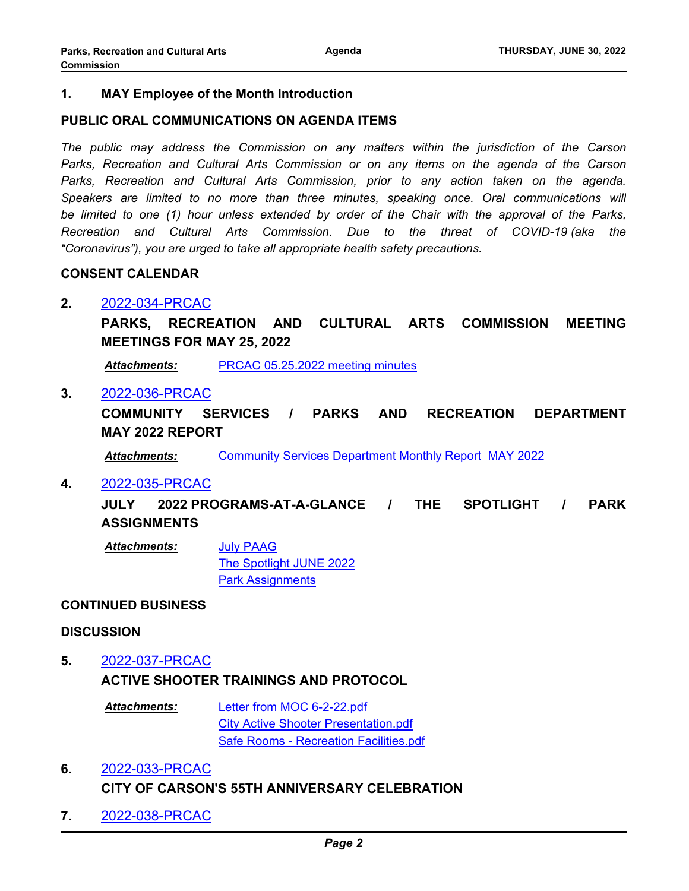**1. MAY Employee of the Month Introduction**

**PUBLIC ORAL COMMUNICATIONS ON AGENDA ITEMS**

*The public may address the Commission on any matters within the jurisdiction of the Carson Parks, Recreation and Cultural Arts Commission or on any items on the agenda of the Carson Parks, Recreation and Cultural Arts Commission, prior to any action taken on the agenda. Speakers are limited to no more than three minutes, speaking once. Oral communications will be limited to one (1) hour unless extended by order of the Chair with the approval of the Parks, Recreation and Cultural Arts Commission. Due to the threat of COVID-19 (aka the "Coronavirus"), you are urged to take all appropriate health safety precautions.*

**CONSENT CALENDAR**

**2.** 2022-034-PRCAC

**PARKS, RECREATION AND CULTURAL ARTS COMMISSION MEETING MEETINGS FOR MAY 25, 2022**

***Attachments:*** PRCAC 05.25.2022 meeting minutes

**3.** 2022-036-PRCAC

**COMMUNITY SERVICES / PARKS AND RECREATION DEPARTMENT MAY 2022 REPORT**

***Attachments:*** Community Services Department Monthly Report MAY 2022

**4.** 2022-035-PRCAC

**JULY 2022 PROGRAMS-AT-A-GLANCE / THE SPOTLIGHT / PARK ASSIGNMENTS**

***Attachments:*** July PAAG
The Spotlight JUNE 2022
Park Assignments

**CONTINUED BUSINESS**

**DISCUSSION**

**5.** 2022-037-PRCAC

**ACTIVE SHOOTER TRAININGS AND PROTOCOL**

***Attachments:*** Letter from MOC 6-2-22.pdf
City Active Shooter Presentation.pdf
Safe Rooms - Recreation Facilities.pdf

**6.** 2022-033-PRCAC

**CITY OF CARSON'S 55TH ANNIVERSARY CELEBRATION**

**7.** 2022-038-PRCAC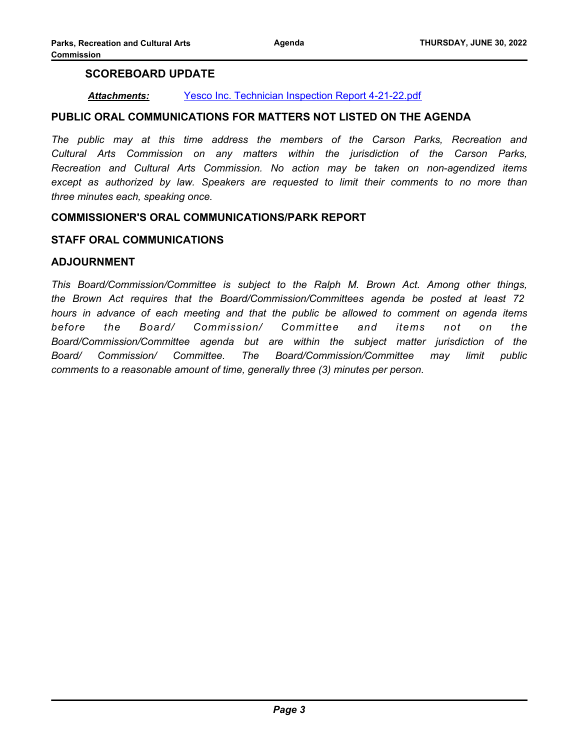### SCOREBOARD UPDATE

***Attachments:*** [Yesco Inc. Technician Inspection Report 4-21-22.pdf]

## PUBLIC ORAL COMMUNICATIONS FOR MATTERS NOT LISTED ON THE AGENDA

*The public may at this time address the members of the Carson Parks, Recreation and Cultural Arts Commission on any matters within the jurisdiction of the Carson Parks, Recreation and Cultural Arts Commission. No action may be taken on non-agendized items except as authorized by law. Speakers are requested to limit their comments to no more than three minutes each, speaking once.*

## COMMISSIONER'S ORAL COMMUNICATIONS/PARK REPORT

## STAFF ORAL COMMUNICATIONS

## ADJOURNMENT

*This Board/Commission/Committee is subject to the Ralph M. Brown Act. Among other things, the Brown Act requires that the Board/Commission/Committees agenda be posted at least 72 hours in advance of each meeting and that the public be allowed to comment on agenda items before the Board/ Commission/ Committee and items not on the Board/Commission/Committee agenda but are within the subject matter jurisdiction of the Board/ Commission/ Committee. The Board/Commission/Committee may limit public comments to a reasonable amount of time, generally three (3) minutes per person.*